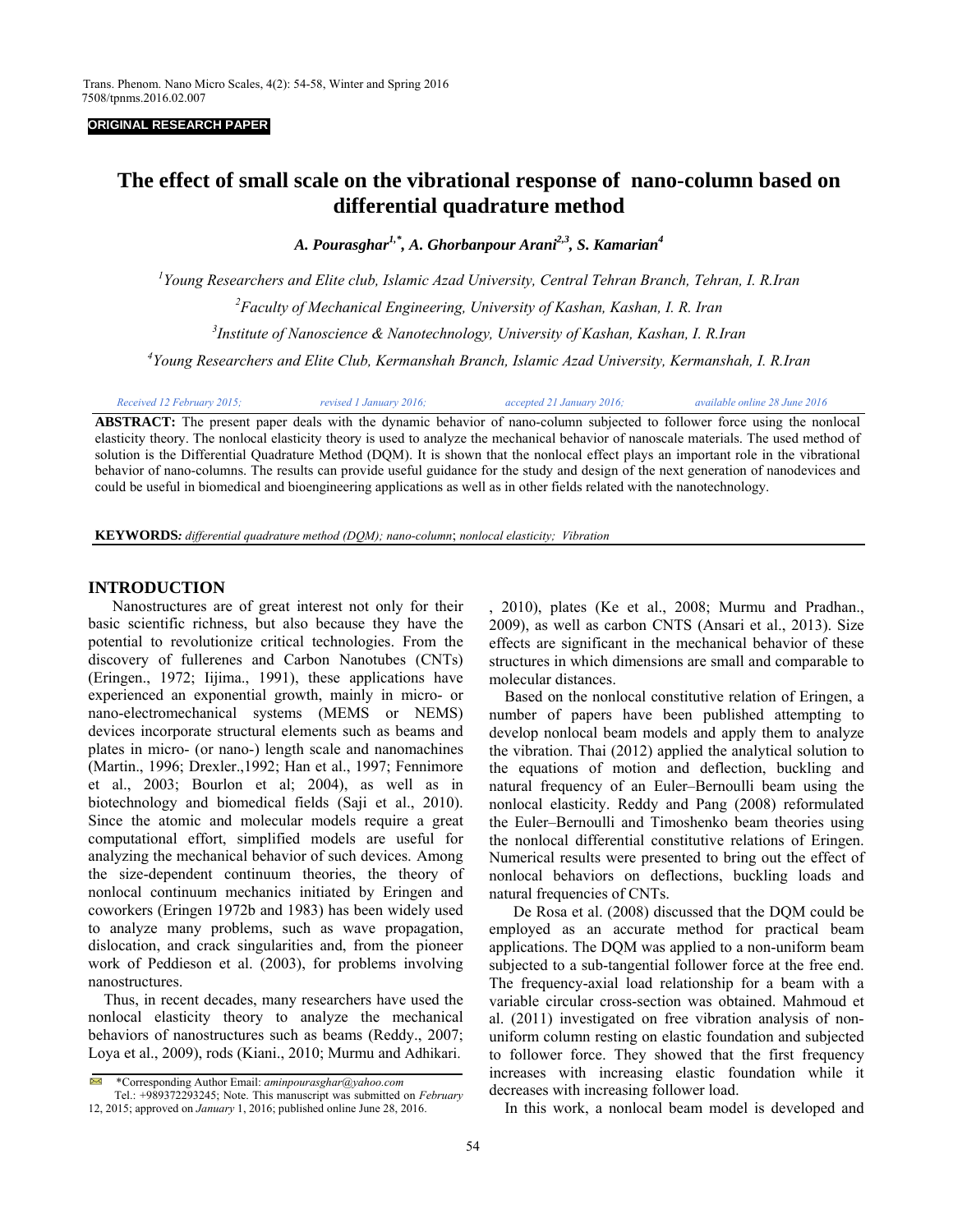ORIGINAL RESEARCH PAPER

# The effect of small scale on the vibrational response of nano-column based on differential quadrature method

*A. Pourasghar[1,*], A. Ghorbanpour Arani[2,3], S. Kamarian[4]*

[1]*Young Researchers and Elite club, Islamic Azad University, Central Tehran Branch, Tehran, I. R.Iran*

[2]*Faculty of Mechanical Engineering, University of Kashan, Kashan, I. R. Iran*

[3]*Institute of Nanoscience & Nanotechnology, University of Kashan, Kashan, I. R.Iran*

[4]*Young Researchers and Elite Club, Kermanshah Branch, Islamic Azad University, Kermanshah, I. R.Iran*

*Received 12 February 2015; revised 1 January 2016; accepted 21 January 2016; available online 28 June 2016*

**ABSTRACT:** The present paper deals with the dynamic behavior of nano-column subjected to follower force using the nonlocal elasticity theory. The nonlocal elasticity theory is used to analyze the mechanical behavior of nanoscale materials. The used method of solution is the Differential Quadrature Method (DQM). It is shown that the nonlocal effect plays an important role in the vibrational behavior of nano-columns. The results can provide useful guidance for the study and design of the next generation of nanodevices and could be useful in biomedical and bioengineering applications as well as in other fields related with the nanotechnology.

**KEYWORDS***:* *differential quadrature method (DQM); nano-column*; *nonlocal elasticity; Vibration*

## INTRODUCTION

Nanostructures are of great interest not only for their basic scientific richness, but also because they have the potential to revolutionize critical technologies. From the discovery of fullerenes and Carbon Nanotubes (CNTs) (Eringen., 1972; Iijima., 1991), these applications have experienced an exponential growth, mainly in micro- or nano-electromechanical systems (MEMS or NEMS) devices incorporate structural elements such as beams and plates in micro- (or nano-) length scale and nanomachines (Martin., 1996; Drexler.,1992; Han et al., 1997; Fennimore et al., 2003; Bourlon et al; 2004), as well as in biotechnology and biomedical fields (Saji et al., 2010). Since the atomic and molecular models require a great computational effort, simplified models are useful for analyzing the mechanical behavior of such devices. Among the size-dependent continuum theories, the theory of nonlocal continuum mechanics initiated by Eringen and coworkers (Eringen 1972b and 1983) has been widely used to analyze many problems, such as wave propagation, dislocation, and crack singularities and, from the pioneer work of Peddieson et al. (2003), for problems involving nanostructures.

Thus, in recent decades, many researchers have used the nonlocal elasticity theory to analyze the mechanical behaviors of nanostructures such as beams (Reddy., 2007; Loya et al., 2009), rods (Kiani., 2010; Murmu and Adhikari., 2010), plates (Ke et al., 2008; Murmu and Pradhan., 2009), as well as carbon CNTS (Ansari et al., 2013). Size effects are significant in the mechanical behavior of these structures in which dimensions are small and comparable to molecular distances.

Based on the nonlocal constitutive relation of Eringen, a number of papers have been published attempting to develop nonlocal beam models and apply them to analyze the vibration. Thai (2012) applied the analytical solution to the equations of motion and deflection, buckling and natural frequency of an Euler–Bernoulli beam using the nonlocal elasticity. Reddy and Pang (2008) reformulated the Euler–Bernoulli and Timoshenko beam theories using the nonlocal differential constitutive relations of Eringen. Numerical results were presented to bring out the effect of nonlocal behaviors on deflections, buckling loads and natural frequencies of CNTs.

De Rosa et al. (2008) discussed that the DQM could be employed as an accurate method for practical beam applications. The DQM was applied to a non-uniform beam subjected to a sub-tangential follower force at the free end. The frequency-axial load relationship for a beam with a variable circular cross-section was obtained. Mahmoud et al. (2011) investigated on free vibration analysis of non-uniform column resting on elastic foundation and subjected to follower force. They showed that the first frequency increases with increasing elastic foundation while it decreases with increasing follower load.

In this work, a nonlocal beam model is developed and

*Corresponding Author Email: *aminpourasghar@yahoo.com*
Tel.: +989372293245; Note. This manuscript was submitted on *February* 12, 2015; approved on *January* 1, 2016; published online June 28, 2016.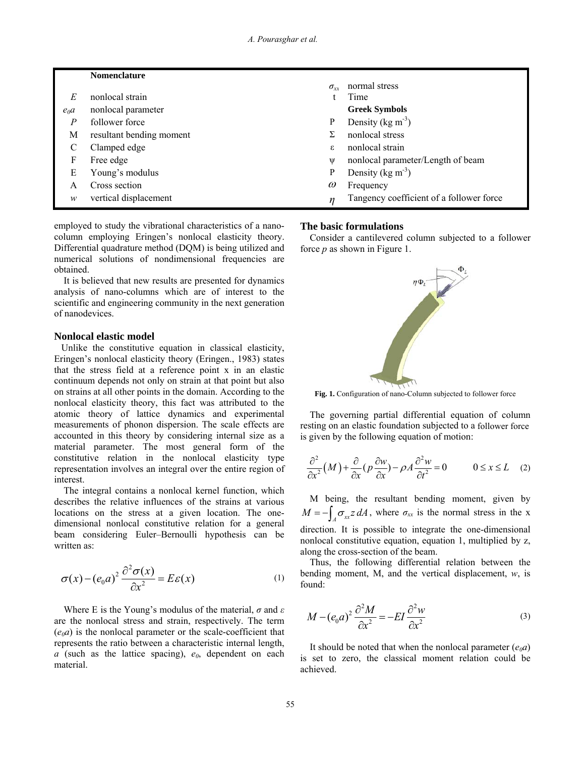| | **Nomenclature** | | |
|---|---|---|---|
| | | $\sigma_{xx}$ | normal stress |
| $E$ | nonlocal strain | t | Time |
| $e_0a$ | nonlocal parameter | | **Greek Symbols** |
| $P$ | follower force | Ρ | Density (kg m$^{-3}$) |
| M | resultant bending moment | Σ | nonlocal stress |
| C | Clamped edge | ε | nonlocal strain |
| F | Free edge | ψ | nonlocal parameter/Length of beam |
| E | Young's modulus | Ρ | Density (kg m$^{-3}$) |
| A | Cross section | $\omega$ | Frequency |
| $w$ | vertical displacement | $\eta$ | Tangency coefficient of a follower force |

employed to study the vibrational characteristics of a nano-column employing Eringen's nonlocal elasticity theory. Differential quadrature method (DQM) is being utilized and numerical solutions of nondimensional frequencies are obtained.

It is believed that new results are presented for dynamics analysis of nano-columns which are of interest to the scientific and engineering community in the next generation of nanodevices.

## Nonlocal elastic model

Unlike the constitutive equation in classical elasticity, Eringen's nonlocal elasticity theory (Eringen., 1983) states that the stress field at a reference point x in an elastic continuum depends not only on strain at that point but also on strains at all other points in the domain. According to the nonlocal elasticity theory, this fact was attributed to the atomic theory of lattice dynamics and experimental measurements of phonon dispersion. The scale effects are accounted in this theory by considering internal size as a material parameter. The most general form of the constitutive relation in the nonlocal elasticity type representation involves an integral over the entire region of interest.

The integral contains a nonlocal kernel function, which describes the relative influences of the strains at various locations on the stress at a given location. The one-dimensional nonlocal constitutive relation for a general beam considering Euler–Bernoulli hypothesis can be written as:

$$\sigma(x) - (e_0 a)^2 \frac{\partial^2 \sigma(x)}{\partial x^2} = E\varepsilon(x) \tag{1}$$

Where E is the Young's modulus of the material, $\sigma$ and $\varepsilon$ are the nonlocal stress and strain, respectively. The term ($e_0a$) is the nonlocal parameter or the scale-coefficient that represents the ratio between a characteristic internal length, $a$ (such as the lattice spacing), $e_0$, dependent on each material.

## The basic formulations

Consider a cantilevered column subjected to a follower force $p$ as shown in Figure 1.

**Fig. 1.** Configuration of nano-Column subjected to follower force

The governing partial differential equation of column resting on an elastic foundation subjected to a follower force is given by the following equation of motion:

$$\frac{\partial^2}{\partial x^2}\left(M\right) + \frac{\partial}{\partial x}\left(p\frac{\partial w}{\partial x}\right) - \rho A \frac{\partial^2 w}{\partial t^2} = 0 \qquad 0 \le x \le L \tag{2}$$

M being, the resultant bending moment, given by $M = -\int_A \sigma_{xx} z \, dA$, where $\sigma_{xx}$ is the normal stress in the x direction. It is possible to integrate the one-dimensional nonlocal constitutive equation, equation 1, multiplied by z, along the cross-section of the beam.

Thus, the following differential relation between the bending moment, M, and the vertical displacement, $w$, is found:

$$M - (e_0 a)^2 \frac{\partial^2 M}{\partial x^2} = -EI \frac{\partial^2 w}{\partial x^2} \tag{3}$$

It should be noted that when the nonlocal parameter ($e_0a$) is set to zero, the classical moment relation could be achieved.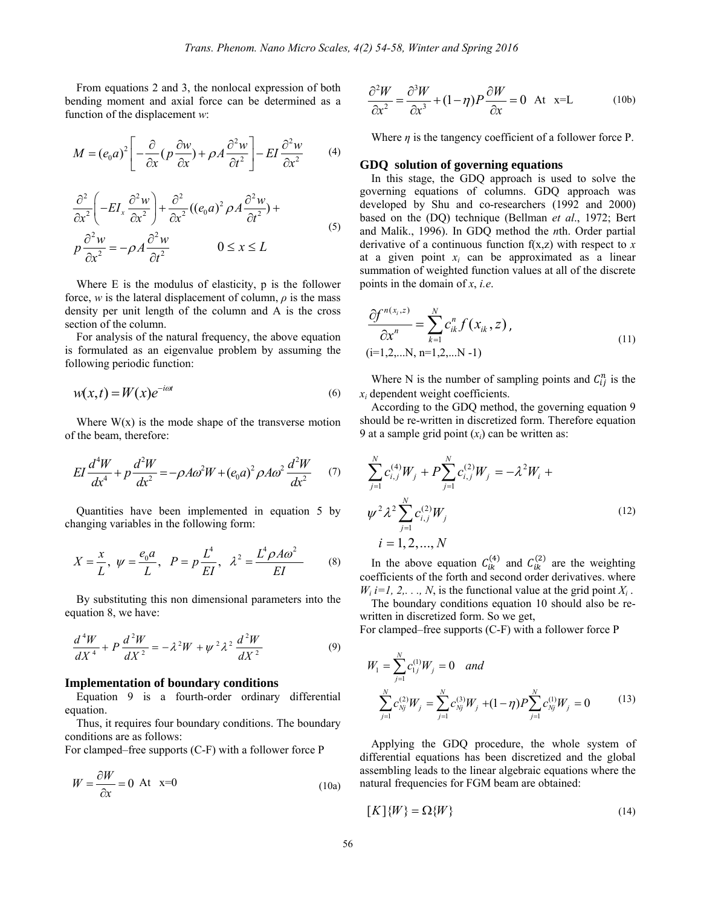From equations 2 and 3, the nonlocal expression of both bending moment and axial force can be determined as a function of the displacement *w*:

$$M = (e_0 a)^2 \left[ -\frac{\partial}{\partial x}(p\frac{\partial w}{\partial x}) + \rho A \frac{\partial^2 w}{\partial t^2} \right] - EI\frac{\partial^2 w}{\partial x^2} \tag{4}$$

$$\frac{\partial^2}{\partial x^2}\left( -EI_x \frac{\partial^2 w}{\partial x^2} \right) + \frac{\partial^2}{\partial x^2}((e_0 a)^2 \rho A \frac{\partial^2 w}{\partial t^2}) + p\frac{\partial^2 w}{\partial x^2} = -\rho A \frac{\partial^2 w}{\partial t^2} \qquad 0 \le x \le L \tag{5}$$

Where E is the modulus of elasticity, p is the follower force, *w* is the lateral displacement of column, *ρ* is the mass density per unit length of the column and A is the cross section of the column.

For analysis of the natural frequency, the above equation is formulated as an eigenvalue problem by assuming the following periodic function:

$$w(x,t) = W(x)e^{-i\omega t} \tag{6}$$

Where W(x) is the mode shape of the transverse motion of the beam, therefore:

$$EI\frac{d^4W}{dx^4} + p\frac{d^2W}{dx^2} = -\rho A\omega^2 W + (e_0 a)^2 \rho A \omega^2 \frac{d^2W}{dx^2} \tag{7}$$

Quantities have been implemented in equation 5 by changing variables in the following form:

$$X = \frac{x}{L}, \ \psi = \frac{e_0 a}{L}, \ P = p\frac{L^4}{EI}, \ \lambda^2 = \frac{L^4 \rho A \omega^2}{EI} \tag{8}$$

By substituting this non dimensional parameters into the equation 8, we have:

$$\frac{d^4W}{dX^4} + P\frac{d^2W}{dX^2} = -\lambda^2 W + \psi^2 \lambda^2 \frac{d^2W}{dX^2} \tag{9}$$

## Implementation of boundary conditions

Equation 9 is a fourth-order ordinary differential equation.

Thus, it requires four boundary conditions. The boundary conditions are as follows:

For clamped–free supports (C-F) with a follower force P

$$W = \frac{\partial W}{\partial x} = 0 \ \text{ At } \ x=0 \tag{10a}$$

$$\frac{\partial^2 W}{\partial x^2} = \frac{\partial^3 W}{\partial x^3} + (1-\eta)P\frac{\partial W}{\partial x} = 0 \ \text{ At } \ x=L \tag{10b}$$

Where *η* is the tangency coefficient of a follower force P.

## GDQ solution of governing equations

In this stage, the GDQ approach is used to solve the governing equations of columns. GDQ approach was developed by Shu and co-researchers (1992 and 2000) based on the (DQ) technique (Bellman *et al*., 1972; Bert and Malik., 1996). In GDQ method the *n*th. Order partial derivative of a continuous function f(x,z) with respect to *x* at a given point $x_i$ can be approximated as a linear summation of weighted function values at all of the discrete points in the domain of *x*, *i.e*.

$$\frac{\partial f^{n(x_i,z)}}{\partial x^n} = \sum_{k=1}^{N} c_{ik}^n f(x_{ik}, z), \tag{11}$$
$$(i=1,2,...N, \ n=1,2,...N-1)$$

Where N is the number of sampling points and $C_{ij}^n$ is the $x_i$ dependent weight coefficients.

According to the GDQ method, the governing equation 9 should be re-written in discretized form. Therefore equation 9 at a sample grid point ($x_i$) can be written as:

$$\sum_{j=1}^{N} c_{i,j}^{(4)} W_j + P\sum_{j=1}^{N} c_{i,j}^{(2)} W_j = -\lambda^2 W_i + \psi^2 \lambda^2 \sum_{j=1}^{N} c_{i,j}^{(2)} W_j \tag{12}$$
$$i = 1, 2, ..., N$$

In the above equation $C_{ik}^{(4)}$ and $C_{ik}^{(2)}$ are the weighting coefficients of the forth and second order derivatives. where $W_i$ $i=1, 2,..., N$, is the functional value at the grid point $X_i$.

The boundary conditions equation 10 should also be re-written in discretized form. So we get,

For clamped–free supports (C-F) with a follower force P

$$W_1 = \sum_{j=1}^{N} c_{1j}^{(1)} W_j = 0 \quad and$$
$$\sum_{j=1}^{N} c_{Nj}^{(2)} W_j = \sum_{j=1}^{N} c_{Nj}^{(3)} W_j + (1-\eta)P\sum_{j=1}^{N} c_{Nj}^{(1)} W_j = 0 \tag{13}$$

Applying the GDQ procedure, the whole system of differential equations has been discretized and the global assembling leads to the linear algebraic equations where the natural frequencies for FGM beam are obtained:

$$[K]\{W\} = \Omega\{W\} \tag{14}$$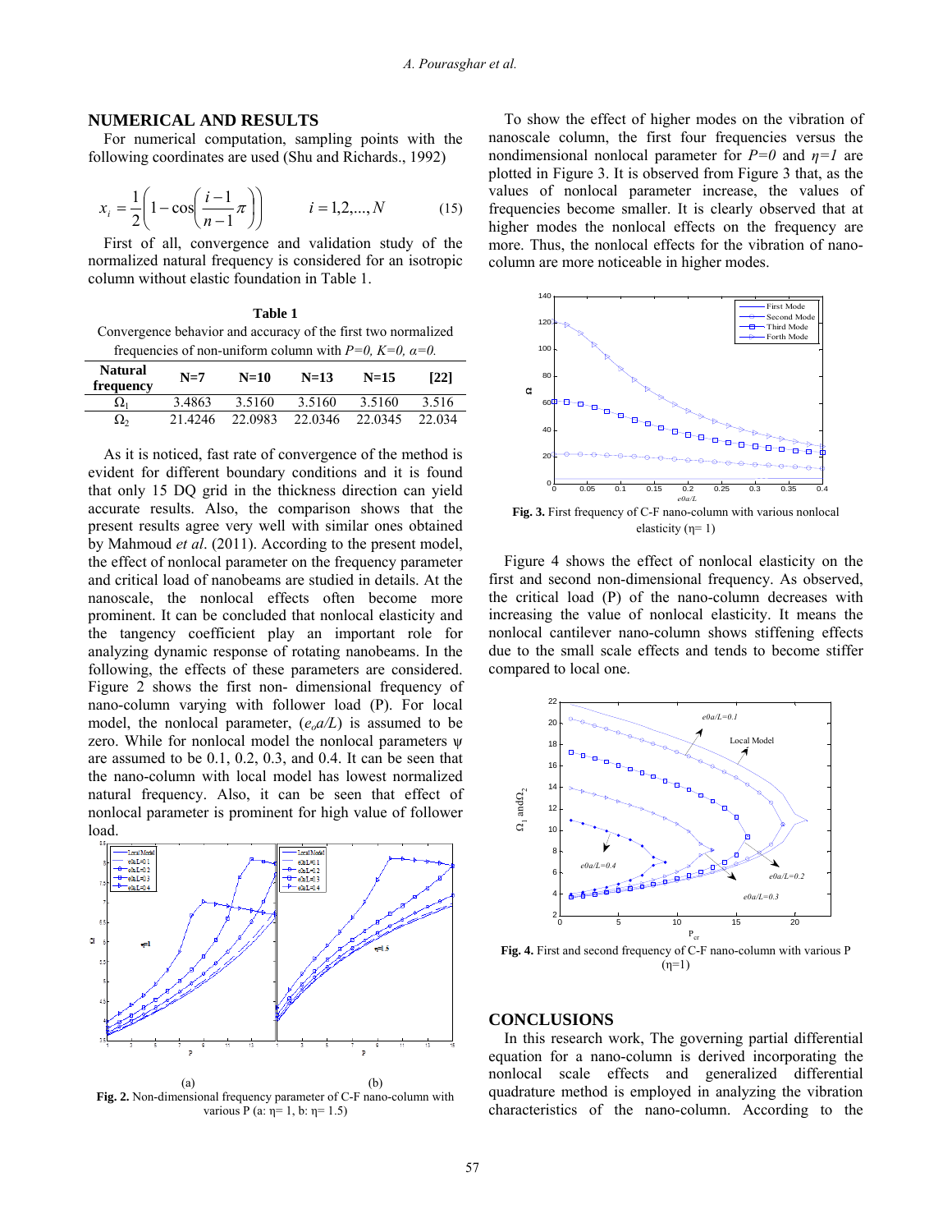## NUMERICAL AND RESULTS

For numerical computation, sampling points with the following coordinates are used (Shu and Richards., 1992)

$$x_i = \frac{1}{2}\left(1 - \cos\left(\frac{i-1}{n-1}\pi\right)\right) \qquad i = 1,2,...,N \tag{15}$$

First of all, convergence and validation study of the normalized natural frequency is considered for an isotropic column without elastic foundation in Table 1.

**Table 1**

Convergence behavior and accuracy of the first two normalized frequencies of non-uniform column with *P=0, K=0, α=0.*

| Natural frequency | N=7 | N=10 | N=13 | N=15 | [22] |
|---|---|---|---|---|---|
| $\Omega_1$ | 3.4863 | 3.5160 | 3.5160 | 3.5160 | 3.516 |
| $\Omega_2$ | 21.4246 | 22.0983 | 22.0346 | 22.0345 | 22.034 |

As it is noticed, fast rate of convergence of the method is evident for different boundary conditions and it is found that only 15 DQ grid in the thickness direction can yield accurate results. Also, the comparison shows that the present results agree very well with similar ones obtained by Mahmoud *et al*. (2011). According to the present model, the effect of nonlocal parameter on the frequency parameter and critical load of nanobeams are studied in details. At the nanoscale, the nonlocal effects often become more prominent. It can be concluded that nonlocal elasticity and the tangency coefficient play an important role for analyzing dynamic response of rotating nanobeams. In the following, the effects of these parameters are considered. Figure 2 shows the first non- dimensional frequency of nano-column varying with follower load (P). For local model, the nonlocal parameter, ($e_oa/L$) is assumed to be zero. While for nonlocal model the nonlocal parameters ψ are assumed to be 0.1, 0.2, 0.3, and 0.4. It can be seen that the nano-column with local model has lowest normalized natural frequency. Also, it can be seen that effect of nonlocal parameter is prominent for high value of follower load.

(a) (b)

**Fig. 2.** Non-dimensional frequency parameter of C-F nano-column with various P (a: η= 1, b: η= 1.5)

To show the effect of higher modes on the vibration of nanoscale column, the first four frequencies versus the nondimensional nonlocal parameter for *P=0* and *η=1* are plotted in Figure 3. It is observed from Figure 3 that, as the values of nonlocal parameter increase, the values of frequencies become smaller. It is clearly observed that at higher modes the nonlocal effects on the frequency are more. Thus, the nonlocal effects for the vibration of nano-column are more noticeable in higher modes.

**Fig. 3.** First frequency of C-F nano-column with various nonlocal elasticity (η= 1)

Figure 4 shows the effect of nonlocal elasticity on the first and second non-dimensional frequency. As observed, the critical load (P) of the nano-column decreases with increasing the value of nonlocal elasticity. It means the nonlocal cantilever nano-column shows stiffening effects due to the small scale effects and tends to become stiffer compared to local one.

**Fig. 4.** First and second frequency of C-F nano-column with various P (η=1)

## CONCLUSIONS

In this research work, The governing partial differential equation for a nano-column is derived incorporating the nonlocal scale effects and generalized differential quadrature method is employed in analyzing the vibration characteristics of the nano-column. According to the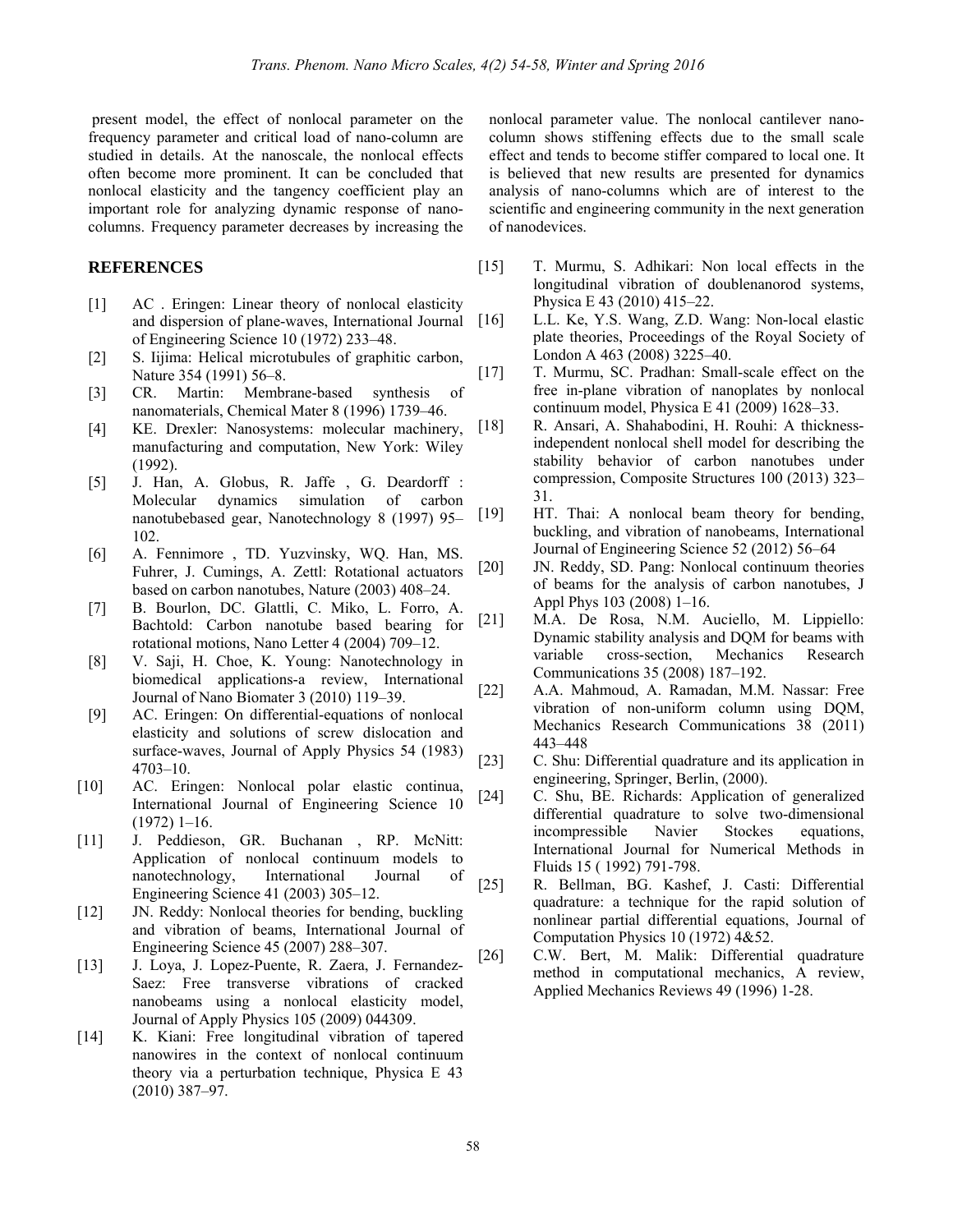present model, the effect of nonlocal parameter on the frequency parameter and critical load of nano-column are studied in details. At the nanoscale, the nonlocal effects often become more prominent. It can be concluded that nonlocal elasticity and the tangency coefficient play an important role for analyzing dynamic response of nano-columns. Frequency parameter decreases by increasing the nonlocal parameter value. The nonlocal cantilever nano-column shows stiffening effects due to the small scale effect and tends to become stiffer compared to local one. It is believed that new results are presented for dynamics analysis of nano-columns which are of interest to the scientific and engineering community in the next generation of nanodevices.

## REFERENCES

[1] AC . Eringen: Linear theory of nonlocal elasticity and dispersion of plane-waves, International Journal of Engineering Science 10 (1972) 233–48.

[2] S. Iijima: Helical microtubules of graphitic carbon, Nature 354 (1991) 56–8.

[3] CR. Martin: Membrane-based synthesis of nanomaterials, Chemical Mater 8 (1996) 1739–46.

[4] KE. Drexler: Nanosystems: molecular machinery, manufacturing and computation, New York: Wiley (1992).

[5] J. Han, A. Globus, R. Jaffe , G. Deardorff : Molecular dynamics simulation of carbon nanotubebased gear, Nanotechnology 8 (1997) 95–102.

[6] A. Fennimore , TD. Yuzvinsky, WQ. Han, MS. Fuhrer, J. Cumings, A. Zettl: Rotational actuators based on carbon nanotubes, Nature (2003) 408–24.

[7] B. Bourlon, DC. Glattli, C. Miko, L. Forro, A. Bachtold: Carbon nanotube based bearing for rotational motions, Nano Letter 4 (2004) 709–12.

[8] V. Saji, H. Choe, K. Young: Nanotechnology in biomedical applications-a review, International Journal of Nano Biomater 3 (2010) 119–39.

[9] AC. Eringen: On differential-equations of nonlocal elasticity and solutions of screw dislocation and surface-waves, Journal of Apply Physics 54 (1983) 4703–10.

[10] AC. Eringen: Nonlocal polar elastic continua, International Journal of Engineering Science 10 (1972) 1–16.

[11] J. Peddieson, GR. Buchanan , RP. McNitt: Application of nonlocal continuum models to nanotechnology, International Journal of Engineering Science 41 (2003) 305–12.

[12] JN. Reddy: Nonlocal theories for bending, buckling and vibration of beams, International Journal of Engineering Science 45 (2007) 288–307.

[13] J. Loya, J. Lopez-Puente, R. Zaera, J. Fernandez-Saez: Free transverse vibrations of cracked nanobeams using a nonlocal elasticity model, Journal of Apply Physics 105 (2009) 044309.

[14] K. Kiani: Free longitudinal vibration of tapered nanowires in the context of nonlocal continuum theory via a perturbation technique, Physica E 43 (2010) 387–97.

[15] T. Murmu, S. Adhikari: Non local effects in the longitudinal vibration of doublenanorod systems, Physica E 43 (2010) 415–22.

[16] L.L. Ke, Y.S. Wang, Z.D. Wang: Non-local elastic plate theories, Proceedings of the Royal Society of London A 463 (2008) 3225–40.

[17] T. Murmu, SC. Pradhan: Small-scale effect on the free in-plane vibration of nanoplates by nonlocal continuum model, Physica E 41 (2009) 1628–33.

[18] R. Ansari, A. Shahabodini, H. Rouhi: A thickness-independent nonlocal shell model for describing the stability behavior of carbon nanotubes under compression, Composite Structures 100 (2013) 323–31.

[19] HT. Thai: A nonlocal beam theory for bending, buckling, and vibration of nanobeams, International Journal of Engineering Science 52 (2012) 56–64

[20] JN. Reddy, SD. Pang: Nonlocal continuum theories of beams for the analysis of carbon nanotubes, J Appl Phys 103 (2008) 1–16.

[21] M.A. De Rosa, N.M. Auciello, M. Lippiello: Dynamic stability analysis and DQM for beams with variable cross-section, Mechanics Research Communications 35 (2008) 187–192.

[22] A.A. Mahmoud, A. Ramadan, M.M. Nassar: Free vibration of non-uniform column using DQM, Mechanics Research Communications 38 (2011) 443–448

[23] C. Shu: Differential quadrature and its application in engineering, Springer, Berlin, (2000).

[24] C. Shu, BE. Richards: Application of generalized differential quadrature to solve two-dimensional incompressible Navier Stockes equations, International Journal for Numerical Methods in Fluids 15 ( 1992) 791-798.

[25] R. Bellman, BG. Kashef, J. Casti: Differential quadrature: a technique for the rapid solution of nonlinear partial differential equations, Journal of Computation Physics 10 (1972) 4&52.

[26] C.W. Bert, M. Malik: Differential quadrature method in computational mechanics, A review, Applied Mechanics Reviews 49 (1996) 1-28.